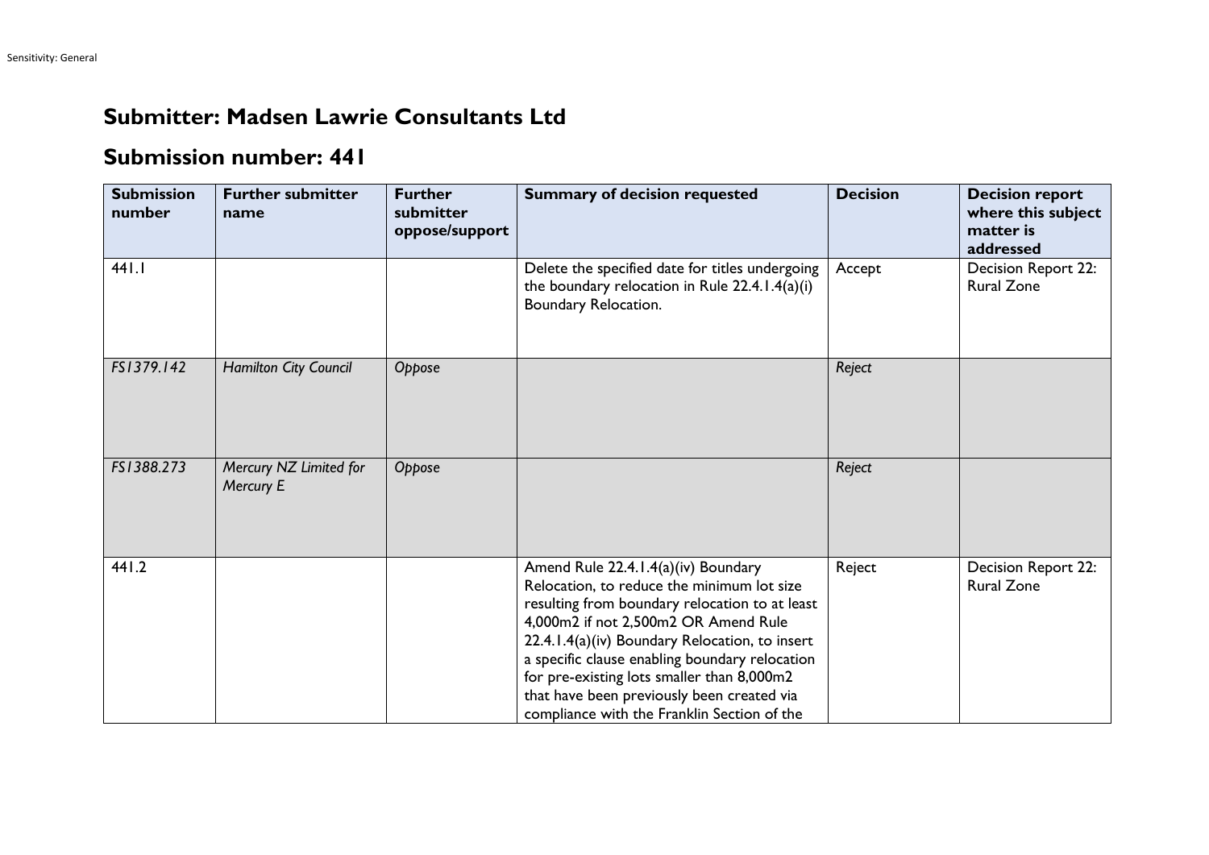## Submitter: Madsen Lawrie Consultants Ltd

## Submission number: 441

| Submission number | Further submitter name | Further submitter oppose/support | Summary of decision requested | Decision | Decision report where this subject matter is addressed |
|---|---|---|---|---|---|
| 441.1 | | | Delete the specified date for titles undergoing the boundary relocation in Rule 22.4.1.4(a)(i) Boundary Relocation. | Accept | Decision Report 22: Rural Zone |
| *FS1379.142* | *Hamilton City Council* | *Oppose* | | *Reject* | |
| *FS1388.273* | *Mercury NZ Limited for Mercury E* | *Oppose* | | *Reject* | |
| 441.2 | | | Amend Rule 22.4.1.4(a)(iv) Boundary Relocation, to reduce the minimum lot size resulting from boundary relocation to at least 4,000m2 if not 2,500m2 OR Amend Rule 22.4.1.4(a)(iv) Boundary Relocation, to insert a specific clause enabling boundary relocation for pre-existing lots smaller than 8,000m2 that have been previously been created via compliance with the Franklin Section of the | Reject | Decision Report 22: Rural Zone |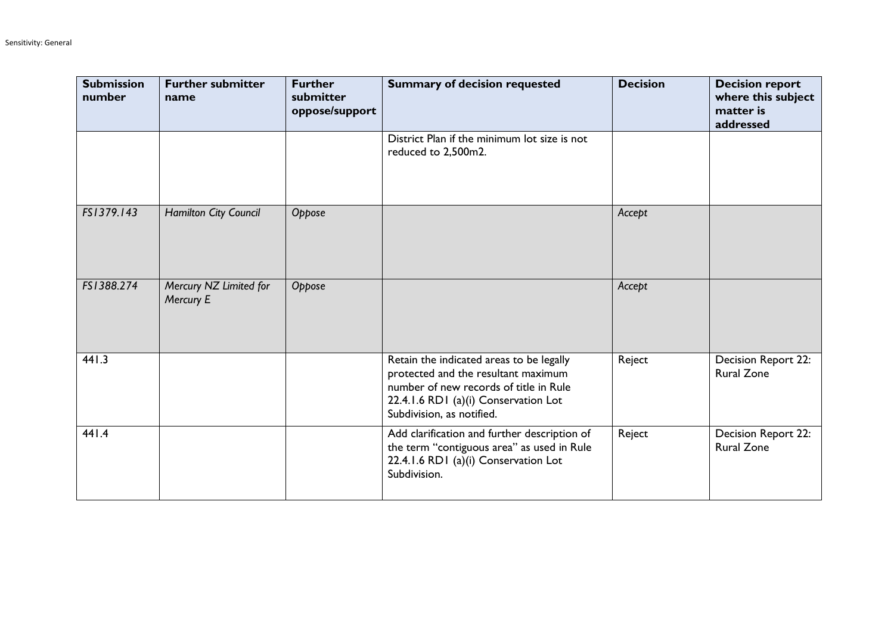| Submission number | Further submitter name | Further submitter oppose/support | Summary of decision requested | Decision | Decision report where this subject matter is addressed |
|---|---|---|---|---|---|
| | | | District Plan if the minimum lot size is not reduced to 2,500m2. | | |
| *FS1379.143* | *Hamilton City Council* | *Oppose* | | *Accept* | |
| *FS1388.274* | *Mercury NZ Limited for Mercury E* | *Oppose* | | *Accept* | |
| 441.3 | | | Retain the indicated areas to be legally protected and the resultant maximum number of new records of title in Rule 22.4.1.6 RD1 (a)(i) Conservation Lot Subdivision, as notified. | Reject | Decision Report 22: Rural Zone |
| 441.4 | | | Add clarification and further description of the term "contiguous area" as used in Rule 22.4.1.6 RD1 (a)(i) Conservation Lot Subdivision. | Reject | Decision Report 22: Rural Zone |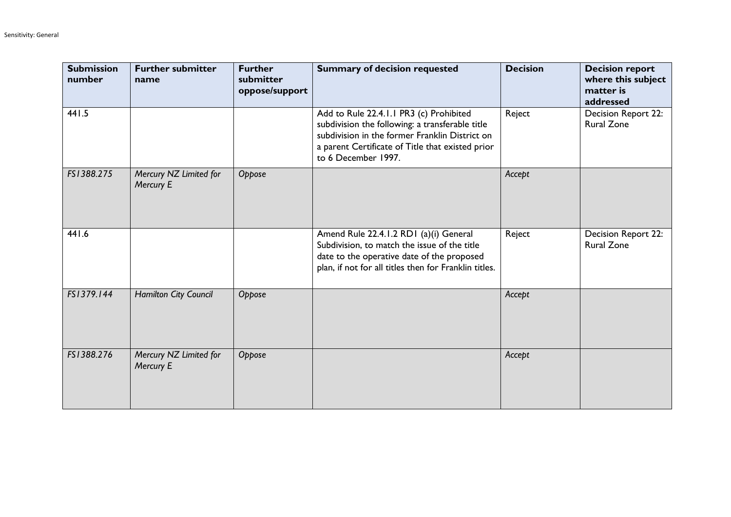| Submission number | Further submitter name | Further submitter oppose/support | Summary of decision requested | Decision | Decision report where this subject matter is addressed |
|---|---|---|---|---|---|
| 441.5 | | | Add to Rule 22.4.1.1 PR3 (c) Prohibited subdivision the following: a transferable title subdivision in the former Franklin District on a parent Certificate of Title that existed prior to 6 December 1997. | Reject | Decision Report 22: Rural Zone |
| *FS1388.275* | *Mercury NZ Limited for Mercury E* | *Oppose* | | *Accept* | |
| 441.6 | | | Amend Rule 22.4.1.2 RD1 (a)(i) General Subdivision, to match the issue of the title date to the operative date of the proposed plan, if not for all titles then for Franklin titles. | Reject | Decision Report 22: Rural Zone |
| *FS1379.144* | *Hamilton City Council* | *Oppose* | | *Accept* | |
| *FS1388.276* | *Mercury NZ Limited for Mercury E* | *Oppose* | | *Accept* | |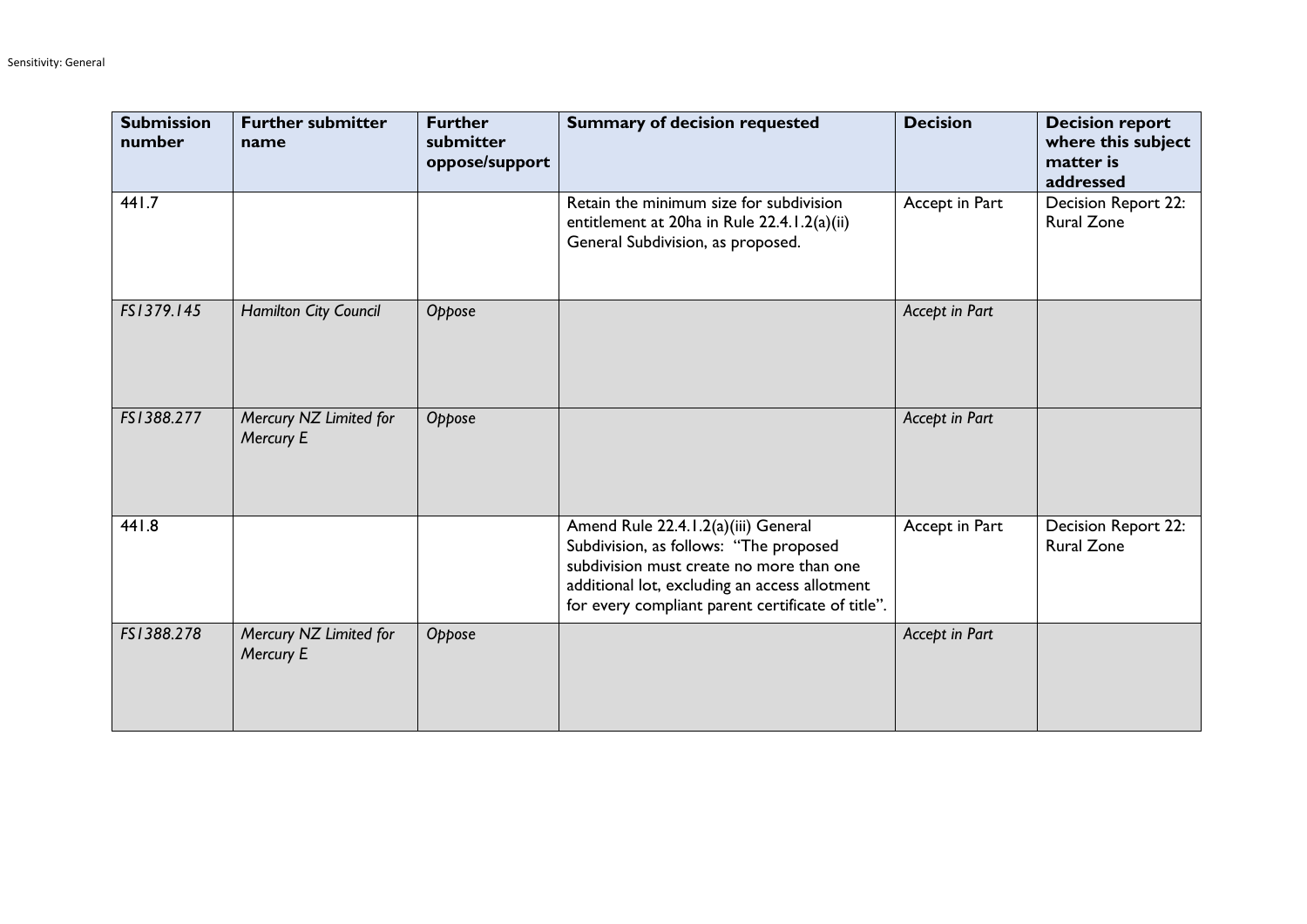| Submission number | Further submitter name | Further submitter oppose/support | Summary of decision requested | Decision | Decision report where this subject matter is addressed |
|---|---|---|---|---|---|
| 441.7 | | | Retain the minimum size for subdivision entitlement at 20ha in Rule 22.4.1.2(a)(ii) General Subdivision, as proposed. | Accept in Part | Decision Report 22: Rural Zone |
| *FS1379.145* | *Hamilton City Council* | *Oppose* | | *Accept in Part* | |
| *FS1388.277* | *Mercury NZ Limited for Mercury E* | *Oppose* | | *Accept in Part* | |
| 441.8 | | | Amend Rule 22.4.1.2(a)(iii) General Subdivision, as follows: "The proposed subdivision must create no more than one additional lot, excluding an access allotment for every compliant parent certificate of title". | Accept in Part | Decision Report 22: Rural Zone |
| *FS1388.278* | *Mercury NZ Limited for Mercury E* | *Oppose* | | *Accept in Part* | |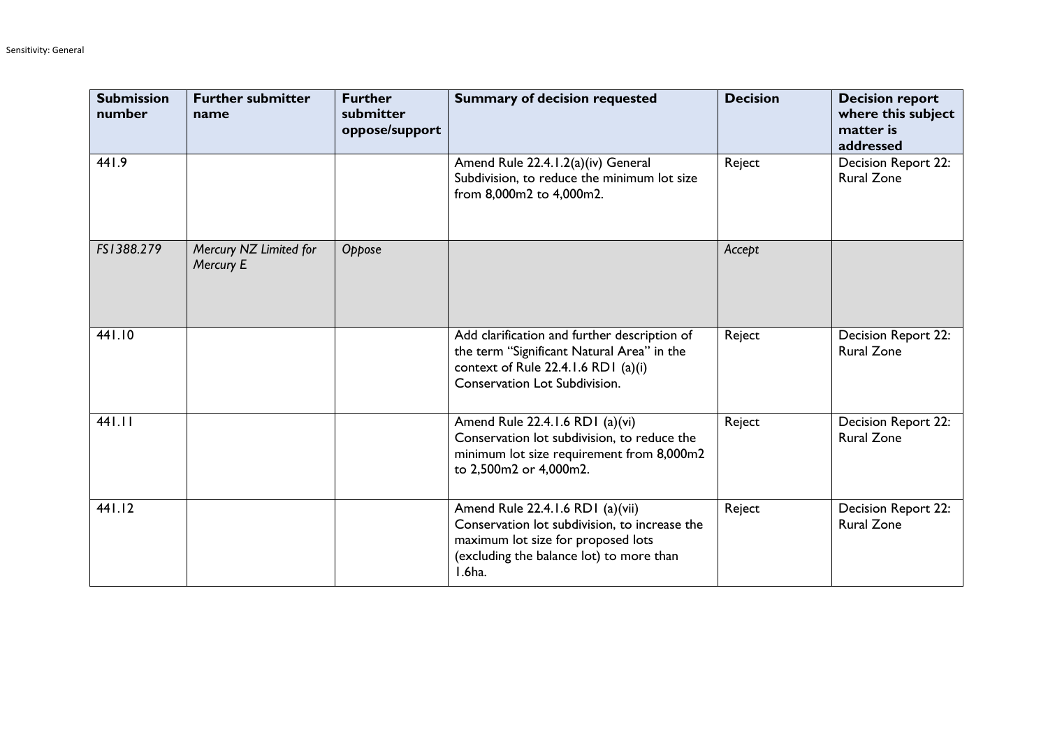| Submission number | Further submitter name | Further submitter oppose/support | Summary of decision requested | Decision | Decision report where this subject matter is addressed |
|---|---|---|---|---|---|
| 441.9 | | | Amend Rule 22.4.1.2(a)(iv) General Subdivision, to reduce the minimum lot size from 8,000m2 to 4,000m2. | Reject | Decision Report 22: Rural Zone |
| *FS1388.279* | *Mercury NZ Limited for Mercury E* | *Oppose* | | *Accept* | |
| 441.10 | | | Add clarification and further description of the term "Significant Natural Area" in the context of Rule 22.4.1.6 RD1 (a)(i) Conservation Lot Subdivision. | Reject | Decision Report 22: Rural Zone |
| 441.11 | | | Amend Rule 22.4.1.6 RD1 (a)(vi) Conservation lot subdivision, to reduce the minimum lot size requirement from 8,000m2 to 2,500m2 or 4,000m2. | Reject | Decision Report 22: Rural Zone |
| 441.12 | | | Amend Rule 22.4.1.6 RD1 (a)(vii) Conservation lot subdivision, to increase the maximum lot size for proposed lots (excluding the balance lot) to more than 1.6ha. | Reject | Decision Report 22: Rural Zone |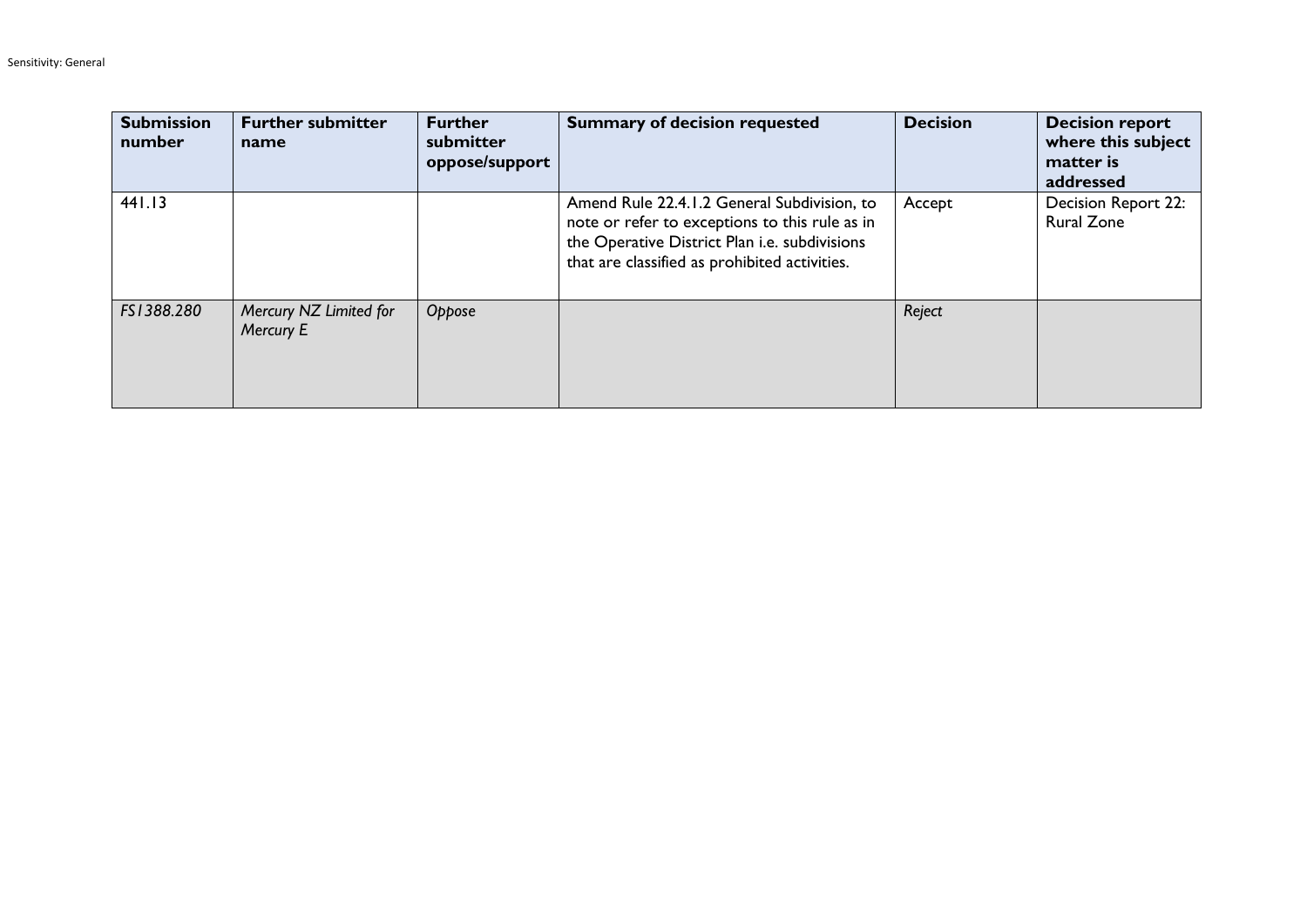| **Submission number** | **Further submitter name** | **Further submitter oppose/support** | **Summary of decision requested** | **Decision** | **Decision report where this subject matter is addressed** |
|---|---|---|---|---|---|
| 441.13 | | | Amend Rule 22.4.1.2 General Subdivision, to note or refer to exceptions to this rule as in the Operative District Plan i.e. subdivisions that are classified as prohibited activities. | Accept | Decision Report 22: Rural Zone |
| *FS1388.280* | *Mercury NZ Limited for Mercury E* | *Oppose* | | *Reject* | |